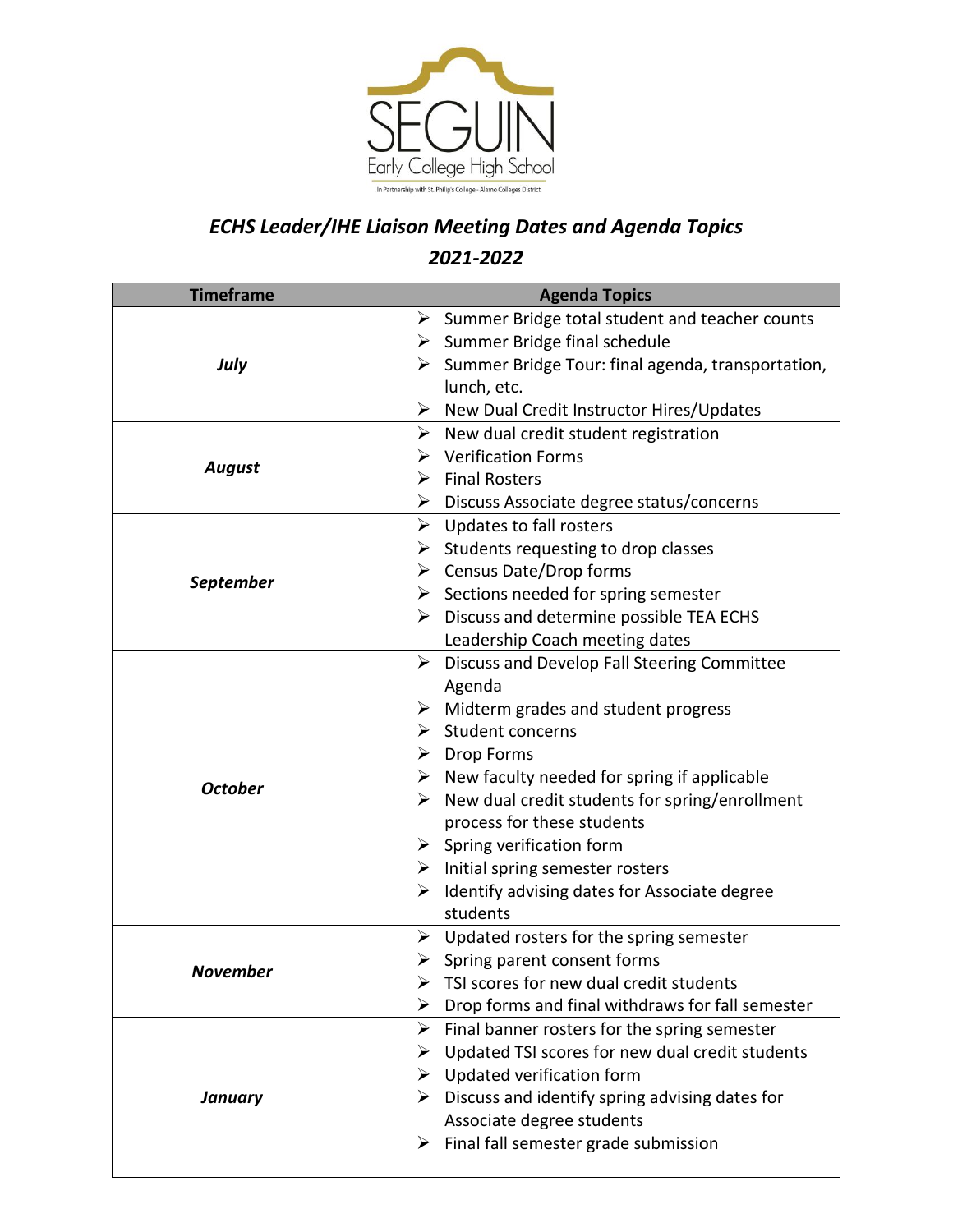SEGUIN
Early College High School
In Partnership with St. Philip's College - Alamo Colleges District

## *ECHS Leader/IHE Liaison Meeting Dates and Agenda Topics*
## *2021-2022*

| Timeframe | Agenda Topics |
|---|---|
| ***July*** | ➢ Summer Bridge total student and teacher counts<br>➢ Summer Bridge final schedule<br>➢ Summer Bridge Tour: final agenda, transportation, lunch, etc.<br>➢ New Dual Credit Instructor Hires/Updates |
| ***August*** | ➢ New dual credit student registration<br>➢ Verification Forms<br>➢ Final Rosters<br>➢ Discuss Associate degree status/concerns |
| ***September*** | ➢ Updates to fall rosters<br>➢ Students requesting to drop classes<br>➢ Census Date/Drop forms<br>➢ Sections needed for spring semester<br>➢ Discuss and determine possible TEA ECHS Leadership Coach meeting dates |
| ***October*** | ➢ Discuss and Develop Fall Steering Committee Agenda<br>➢ Midterm grades and student progress<br>➢ Student concerns<br>➢ Drop Forms<br>➢ New faculty needed for spring if applicable<br>➢ New dual credit students for spring/enrollment process for these students<br>➢ Spring verification form<br>➢ Initial spring semester rosters<br>➢ Identify advising dates for Associate degree students |
| ***November*** | ➢ Updated rosters for the spring semester<br>➢ Spring parent consent forms<br>➢ TSI scores for new dual credit students<br>➢ Drop forms and final withdraws for fall semester |
| ***January*** | ➢ Final banner rosters for the spring semester<br>➢ Updated TSI scores for new dual credit students<br>➢ Updated verification form<br>➢ Discuss and identify spring advising dates for Associate degree students<br>➢ Final fall semester grade submission |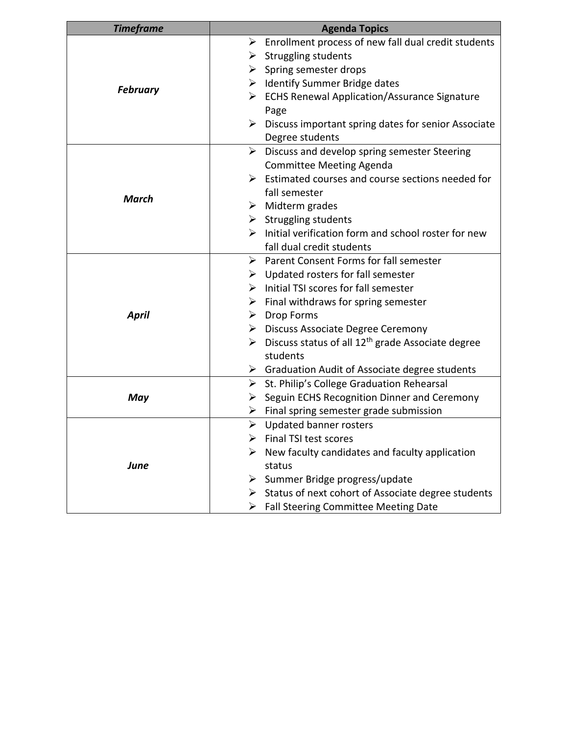| *Timeframe* | Agenda Topics |
|---|---|
| ***February*** | ➢ Enrollment process of new fall dual credit students<br>➢ Struggling students<br>➢ Spring semester drops<br>➢ Identify Summer Bridge dates<br>➢ ECHS Renewal Application/Assurance Signature Page<br>➢ Discuss important spring dates for senior Associate Degree students |
| ***March*** | ➢ Discuss and develop spring semester Steering Committee Meeting Agenda<br>➢ Estimated courses and course sections needed for fall semester<br>➢ Midterm grades<br>➢ Struggling students<br>➢ Initial verification form and school roster for new fall dual credit students |
| ***April*** | ➢ Parent Consent Forms for fall semester<br>➢ Updated rosters for fall semester<br>➢ Initial TSI scores for fall semester<br>➢ Final withdraws for spring semester<br>➢ Drop Forms<br>➢ Discuss Associate Degree Ceremony<br>➢ Discuss status of all 12th grade Associate degree students<br>➢ Graduation Audit of Associate degree students |
| ***May*** | ➢ St. Philip's College Graduation Rehearsal<br>➢ Seguin ECHS Recognition Dinner and Ceremony<br>➢ Final spring semester grade submission |
| ***June*** | ➢ Updated banner rosters<br>➢ Final TSI test scores<br>➢ New faculty candidates and faculty application status<br>➢ Summer Bridge progress/update<br>➢ Status of next cohort of Associate degree students<br>➢ Fall Steering Committee Meeting Date |